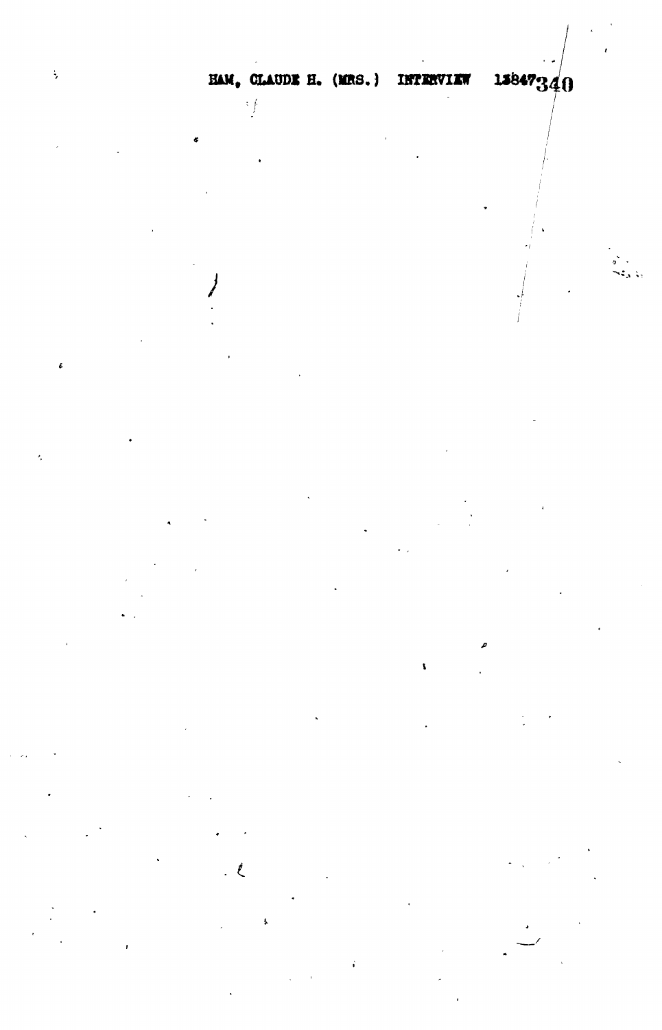HAM, CLAUDE H. (MRS.) INTERVIEW 13847

340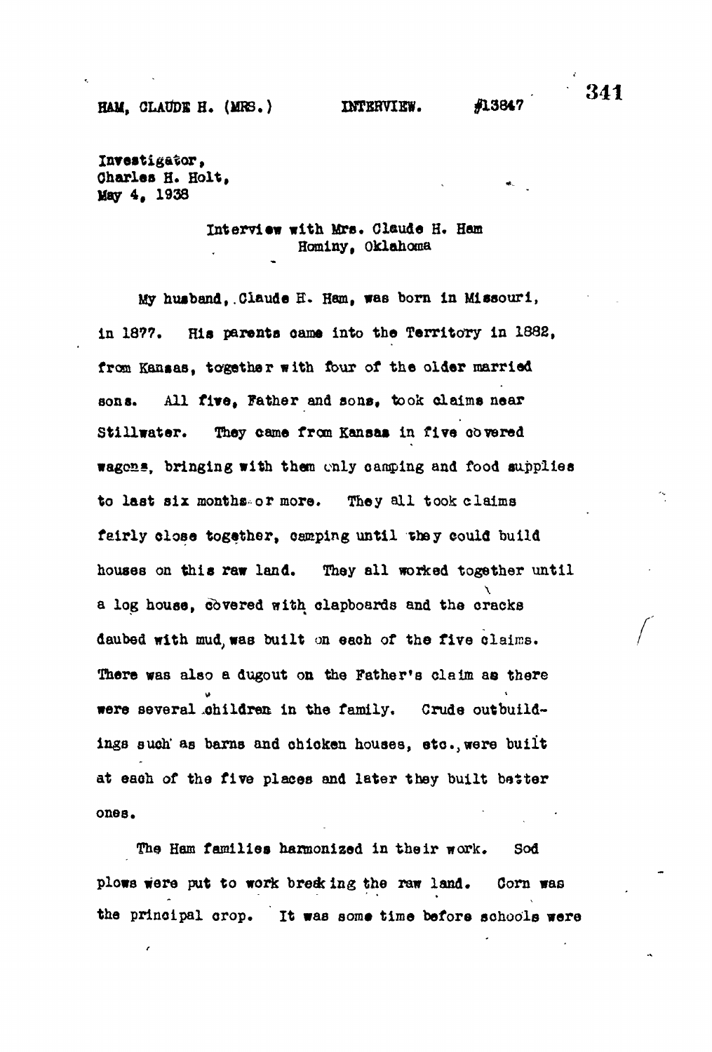HAM, CLAUDE H. (MRS.)     INTERVIEW.     #13847

Investigator,
Charles H. Holt,
May 4, 1938

Interview with Mrs. Claude H. Ham
Hominy, Oklahoma

My husband, Claude H. Ham, was born in Missouri, in 1877. His parents came into the Territory in 1882, from Kansas, together with four of the older married sons. All five, Father and sons, took claims near Stillwater. They came from Kansas in five covered wagons, bringing with them only camping and food supplies to last six months or more. They all took claims fairly close together, camping until they could build houses on this raw land. They all worked together until a log house, covered with clapboards and the cracks daubed with mud, was built on each of the five claims. There was also a dugout on the Father's claim as there were several children in the family. Crude outbuildings such as barns and chicken houses, etc., were built at each of the five places and later they built better ones.

The Ham families harmonized in their work. Sod plows were put to work breaking the raw land. Corn was the principal crop. It was some time before schools were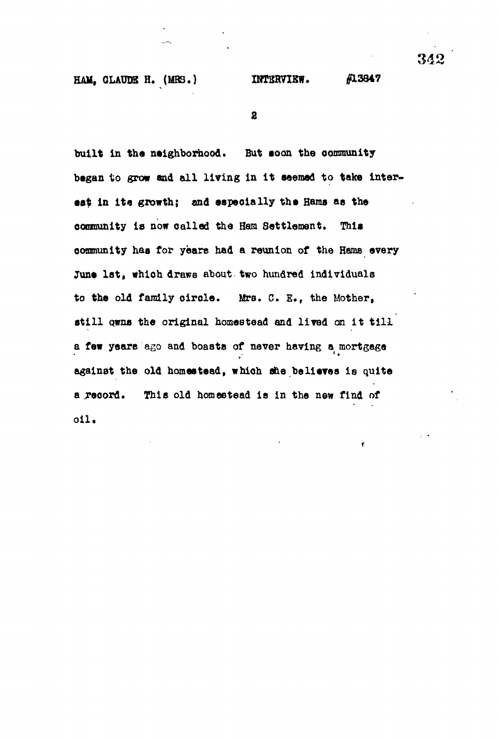built in the neighborhood. But soon the community began to grow and all living in it seemed to take interest in its growth; and especially the Hams as the community is now called the Ham Settlement. This community has for years had a reunion of the Hams every June 1st, which draws about two hundred individuals to the old family circle. Mrs. C. E., the Mother, still owns the original homestead and lived on it till a few years ago and boasts of never having a mortgage against the old homestead, which she believes is quite a record. This old homestead is in the new find of oil.